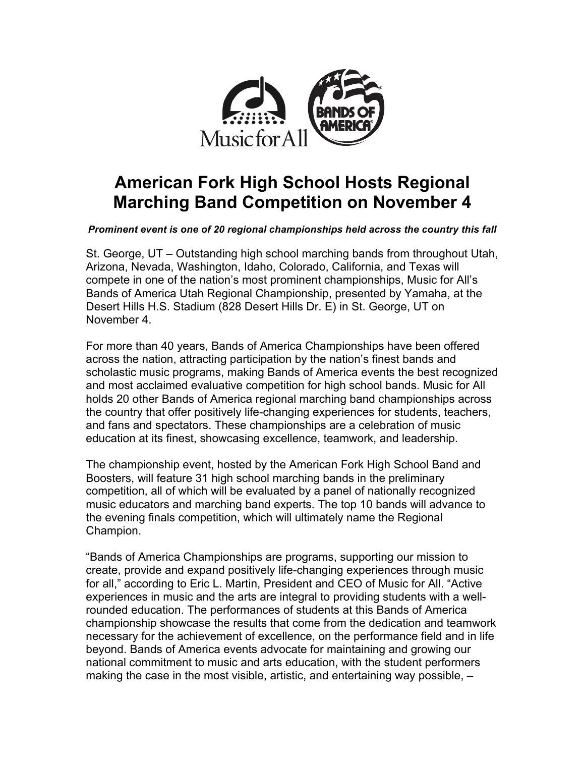# American Fork High School Hosts Regional Marching Band Competition on November 4

***Prominent event is one of 20 regional championships held across the country this fall***

St. George, UT – Outstanding high school marching bands from throughout Utah, Arizona, Nevada, Washington, Idaho, Colorado, California, and Texas will compete in one of the nation's most prominent championships, Music for All's Bands of America Utah Regional Championship, presented by Yamaha, at the Desert Hills H.S. Stadium (828 Desert Hills Dr. E) in St. George, UT on November 4.

For more than 40 years, Bands of America Championships have been offered across the nation, attracting participation by the nation's finest bands and scholastic music programs, making Bands of America events the best recognized and most acclaimed evaluative competition for high school bands. Music for All holds 20 other Bands of America regional marching band championships across the country that offer positively life-changing experiences for students, teachers, and fans and spectators. These championships are a celebration of music education at its finest, showcasing excellence, teamwork, and leadership.

The championship event, hosted by the American Fork High School Band and Boosters, will feature 31 high school marching bands in the preliminary competition, all of which will be evaluated by a panel of nationally recognized music educators and marching band experts. The top 10 bands will advance to the evening finals competition, which will ultimately name the Regional Champion.

"Bands of America Championships are programs, supporting our mission to create, provide and expand positively life-changing experiences through music for all," according to Eric L. Martin, President and CEO of Music for All. "Active experiences in music and the arts are integral to providing students with a well-rounded education. The performances of students at this Bands of America championship showcase the results that come from the dedication and teamwork necessary for the achievement of excellence, on the performance field and in life beyond. Bands of America events advocate for maintaining and growing our national commitment to music and arts education, with the student performers making the case in the most visible, artistic, and entertaining way possible, –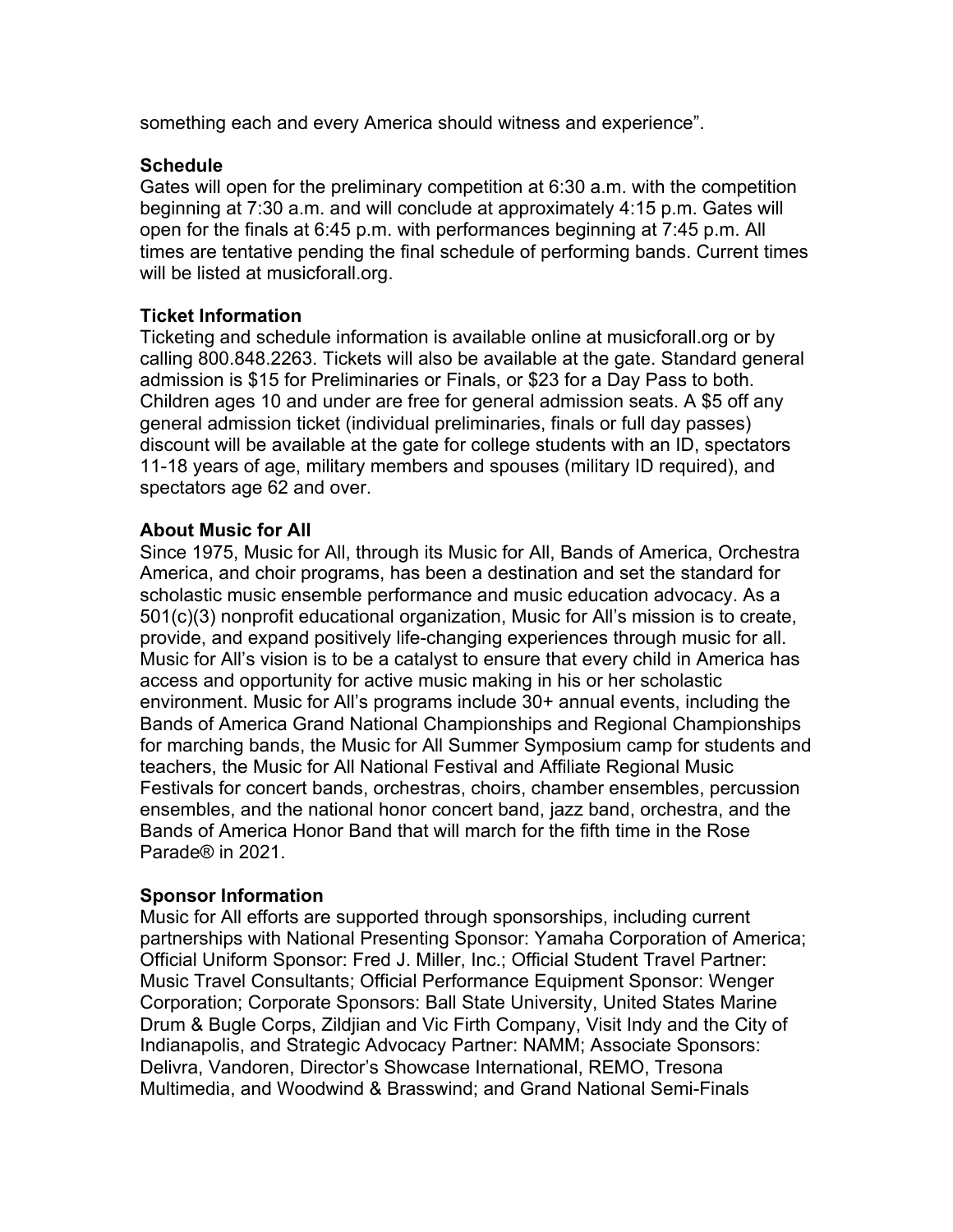something each and every America should witness and experience".

**Schedule**
Gates will open for the preliminary competition at 6:30 a.m. with the competition beginning at 7:30 a.m. and will conclude at approximately 4:15 p.m. Gates will open for the finals at 6:45 p.m. with performances beginning at 7:45 p.m. All times are tentative pending the final schedule of performing bands. Current times will be listed at musicforall.org.

**Ticket Information**
Ticketing and schedule information is available online at musicforall.org or by calling 800.848.2263. Tickets will also be available at the gate. Standard general admission is $15 for Preliminaries or Finals, or $23 for a Day Pass to both. Children ages 10 and under are free for general admission seats. A $5 off any general admission ticket (individual preliminaries, finals or full day passes) discount will be available at the gate for college students with an ID, spectators 11-18 years of age, military members and spouses (military ID required), and spectators age 62 and over.

**About Music for All**
Since 1975, Music for All, through its Music for All, Bands of America, Orchestra America, and choir programs, has been a destination and set the standard for scholastic music ensemble performance and music education advocacy. As a 501(c)(3) nonprofit educational organization, Music for All's mission is to create, provide, and expand positively life-changing experiences through music for all. Music for All's vision is to be a catalyst to ensure that every child in America has access and opportunity for active music making in his or her scholastic environment. Music for All's programs include 30+ annual events, including the Bands of America Grand National Championships and Regional Championships for marching bands, the Music for All Summer Symposium camp for students and teachers, the Music for All National Festival and Affiliate Regional Music Festivals for concert bands, orchestras, choirs, chamber ensembles, percussion ensembles, and the national honor concert band, jazz band, orchestra, and the Bands of America Honor Band that will march for the fifth time in the Rose Parade® in 2021.

**Sponsor Information**
Music for All efforts are supported through sponsorships, including current partnerships with National Presenting Sponsor: Yamaha Corporation of America; Official Uniform Sponsor: Fred J. Miller, Inc.; Official Student Travel Partner: Music Travel Consultants; Official Performance Equipment Sponsor: Wenger Corporation; Corporate Sponsors: Ball State University, United States Marine Drum & Bugle Corps, Zildjian and Vic Firth Company, Visit Indy and the City of Indianapolis, and Strategic Advocacy Partner: NAMM; Associate Sponsors: Delivra, Vandoren, Director's Showcase International, REMO, Tresona Multimedia, and Woodwind & Brasswind; and Grand National Semi-Finals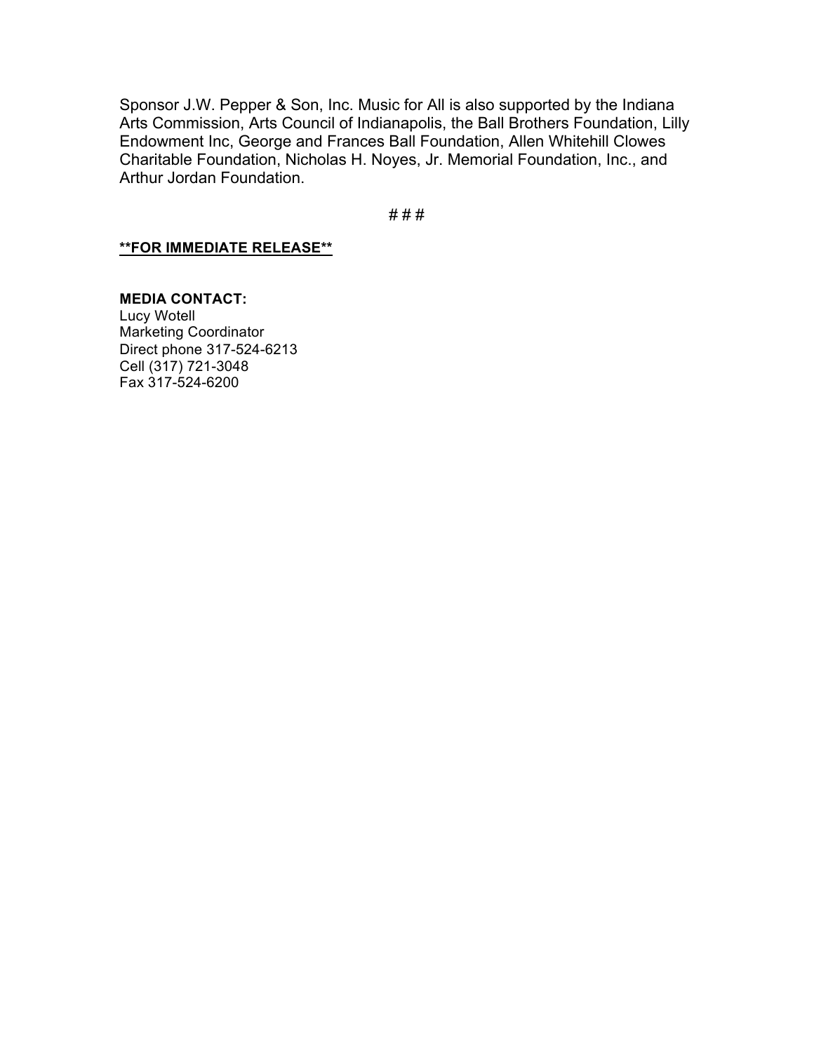Sponsor J.W. Pepper & Son, Inc. Music for All is also supported by the Indiana Arts Commission, Arts Council of Indianapolis, the Ball Brothers Foundation, Lilly Endowment Inc, George and Frances Ball Foundation, Allen Whitehill Clowes Charitable Foundation, Nicholas H. Noyes, Jr. Memorial Foundation, Inc., and Arthur Jordan Foundation.

# # #

**\*\*FOR IMMEDIATE RELEASE\*\***

**MEDIA CONTACT:**
Lucy Wotell
Marketing Coordinator
Direct phone 317-524-6213
Cell (317) 721-3048
Fax 317-524-6200